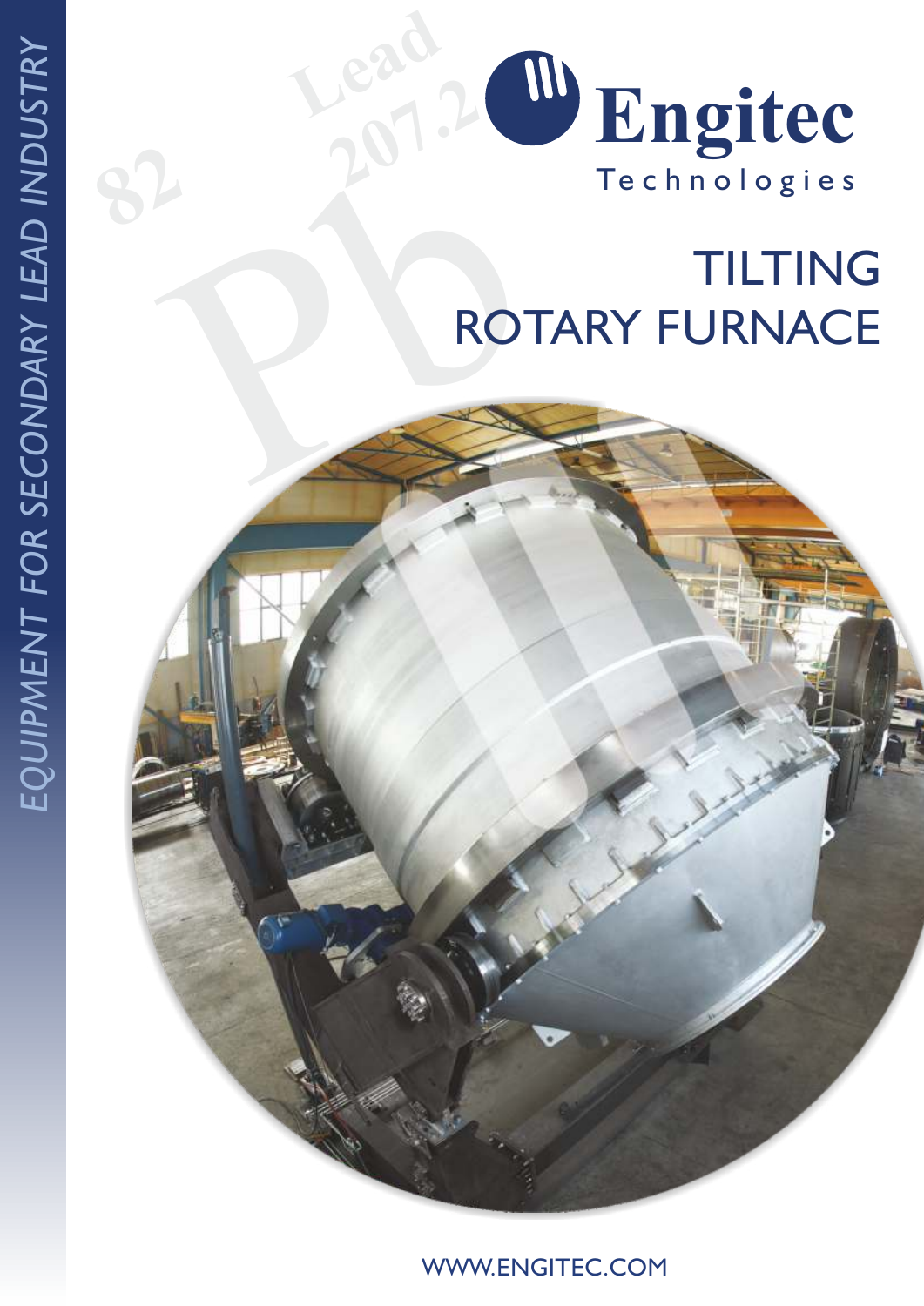EQUIPMENT FOR SECONDARY LEAD INDUSTRY

Engitec Technologies

# TILTING ROTARY FURNACE

WWW.ENGITEC.COM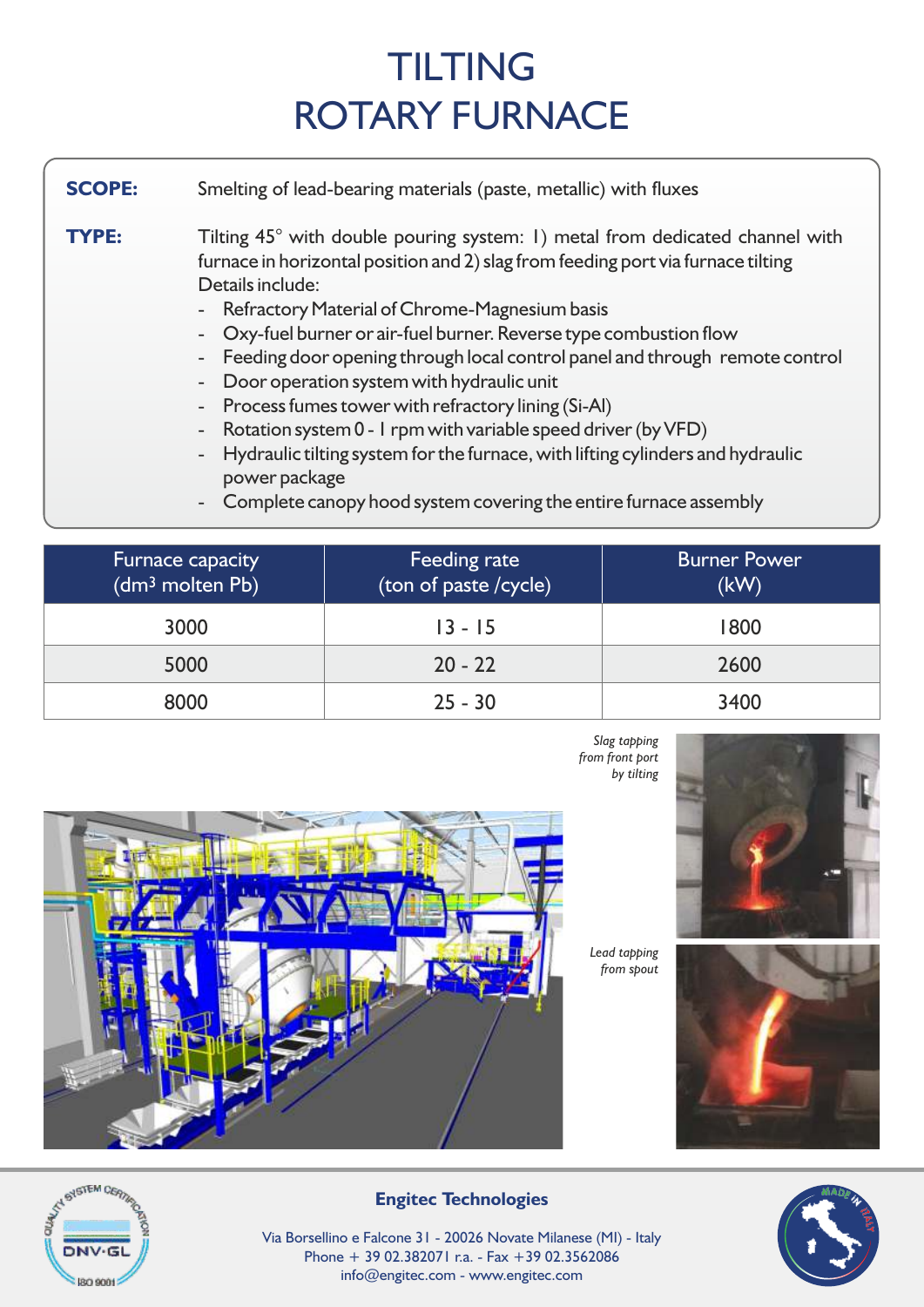# TILTING ROTARY FURNACE

**SCOPE:** Smelting of lead-bearing materials (paste, metallic) with fluxes

**TYPE:** Tilting 45° with double pouring system: 1) metal from dedicated channel with furnace in horizontal position and 2) slag from feeding port via furnace tilting
Details include:

- Refractory Material of Chrome-Magnesium basis
- Oxy-fuel burner or air-fuel burner. Reverse type combustion flow
- Feeding door opening through local control panel and through remote control
- Door operation system with hydraulic unit
- Process fumes tower with refractory lining (Si-Al)
- Rotation system 0 - 1 rpm with variable speed driver (by VFD)
- Hydraulic tilting system for the furnace, with lifting cylinders and hydraulic power package
- Complete canopy hood system covering the entire furnace assembly

| Furnace capacity (dm³ molten Pb) | Feeding rate (ton of paste /cycle) | Burner Power (kW) |
|---|---|---|
| 3000 | 13 - 15 | 1800 |
| 5000 | 20 - 22 | 2600 |
| 8000 | 25 - 30 | 3400 |

*Slag tapping from front port by tilting*

*Lead tapping from spout*

**Engitec Technologies**

Via Borsellino e Falcone 31 - 20026 Novate Milanese (MI) - Italy
Phone + 39 02.382071 r.a. - Fax +39 02.3562086
info@engitec.com - www.engitec.com